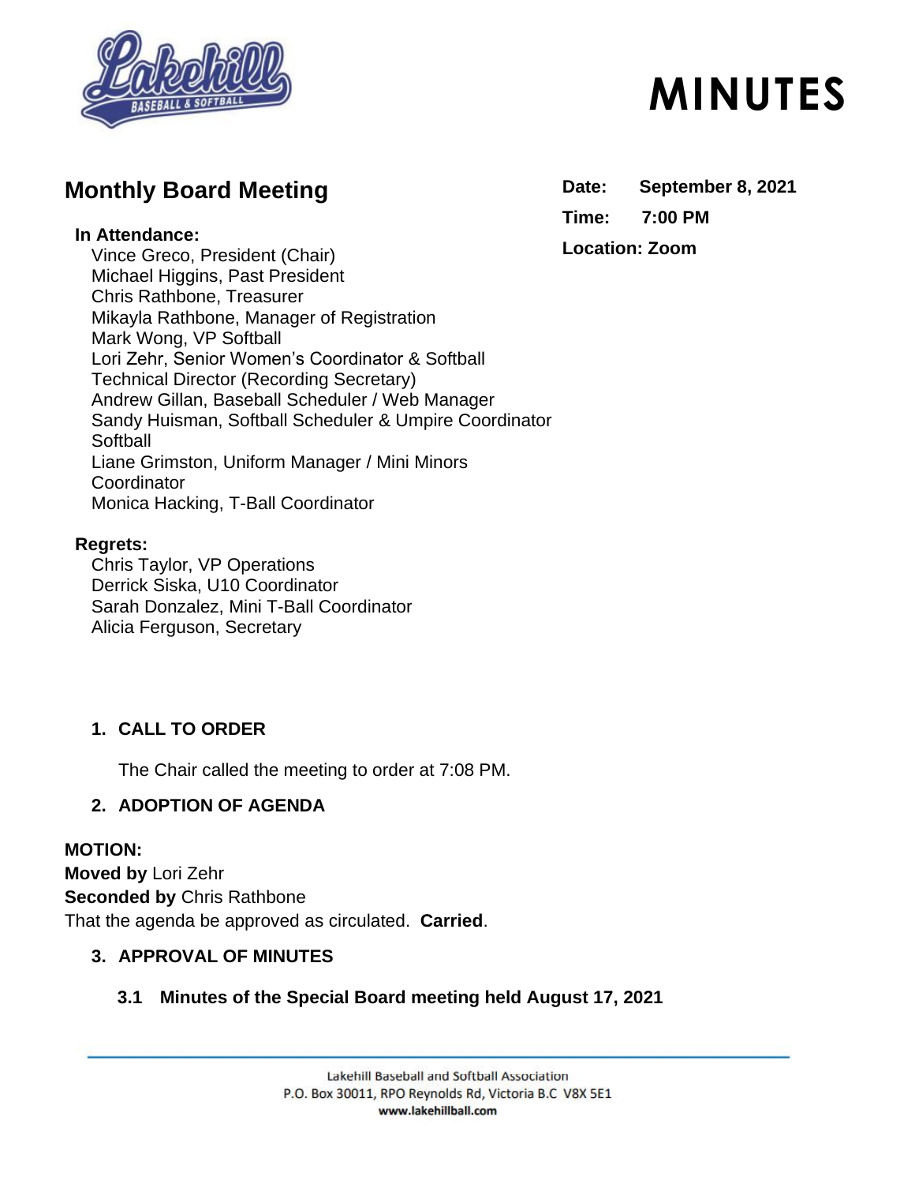# MINUTES

## Monthly Board Meeting

**Date:** September 8, 2021

**Time:** 7:00 PM

**Location:** Zoom

**In Attendance:**

Vince Greco, President (Chair)
Michael Higgins, Past President
Chris Rathbone, Treasurer
Mikayla Rathbone, Manager of Registration
Mark Wong, VP Softball
Lori Zehr, Senior Women's Coordinator & Softball Technical Director (Recording Secretary)
Andrew Gillan, Baseball Scheduler / Web Manager
Sandy Huisman, Softball Scheduler & Umpire Coordinator Softball
Liane Grimston, Uniform Manager / Mini Minors Coordinator
Monica Hacking, T-Ball Coordinator

**Regrets:**

Chris Taylor, VP Operations
Derrick Siska, U10 Coordinator
Sarah Donzalez, Mini T-Ball Coordinator
Alicia Ferguson, Secretary

### 1. CALL TO ORDER

The Chair called the meeting to order at 7:08 PM.

### 2. ADOPTION OF AGENDA

**MOTION:**
**Moved by** Lori Zehr
**Seconded by** Chris Rathbone
That the agenda be approved as circulated. **Carried**.

### 3. APPROVAL OF MINUTES

#### 3.1 Minutes of the Special Board meeting held August 17, 2021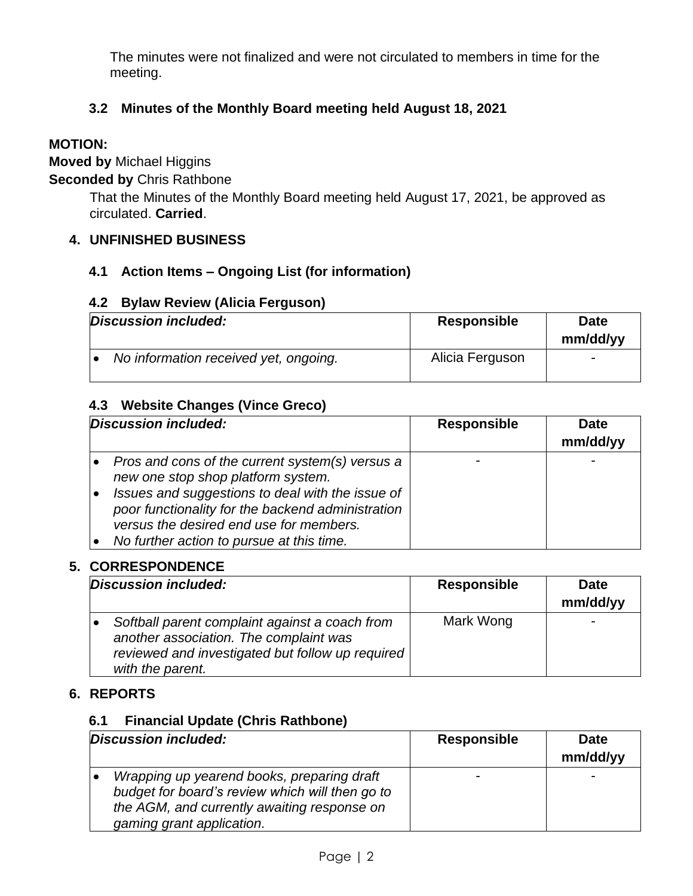The minutes were not finalized and were not circulated to members in time for the meeting.

### 3.2 Minutes of the Monthly Board meeting held August 18, 2021

**MOTION:**
**Moved by** Michael Higgins
**Seconded by** Chris Rathbone

That the Minutes of the Monthly Board meeting held August 17, 2021, be approved as circulated. **Carried**.

## 4. UNFINISHED BUSINESS

### 4.1 Action Items – Ongoing List (for information)

### 4.2 Bylaw Review (Alicia Ferguson)

| ***Discussion included:*** | **Responsible** | **Date mm/dd/yy** |
|---|---|---|
| • *No information received yet, ongoing.* | Alicia Ferguson | - |

### 4.3 Website Changes (Vince Greco)

| ***Discussion included:*** | **Responsible** | **Date mm/dd/yy** |
|---|---|---|
| • *Pros and cons of the current system(s) versus a new one stop shop platform system.*<br>• *Issues and suggestions to deal with the issue of poor functionality for the backend administration versus the desired end use for members.*<br>• *No further action to pursue at this time.* | - | - |

## 5. CORRESPONDENCE

| ***Discussion included:*** | **Responsible** | **Date mm/dd/yy** |
|---|---|---|
| • *Softball parent complaint against a coach from another association. The complaint was reviewed and investigated but follow up required with the parent.* | Mark Wong | - |

## 6. REPORTS

### 6.1 Financial Update (Chris Rathbone)

| ***Discussion included:*** | **Responsible** | **Date mm/dd/yy** |
|---|---|---|
| • *Wrapping up yearend books, preparing draft budget for board's review which will then go to the AGM, and currently awaiting response on gaming grant application.* | - | - |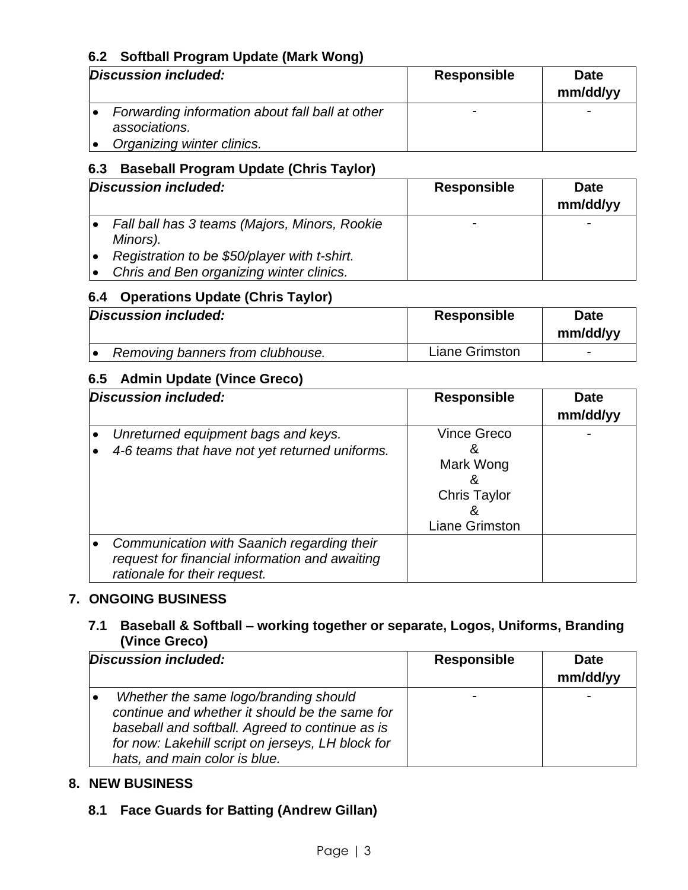### 6.2 Softball Program Update (Mark Wong)

| *Discussion included:* | Responsible | Date mm/dd/yy |
|---|---|---|
| • *Forwarding information about fall ball at other associations.*<br>• *Organizing winter clinics.* | - | - |

### 6.3 Baseball Program Update (Chris Taylor)

| *Discussion included:* | Responsible | Date mm/dd/yy |
|---|---|---|
| • *Fall ball has 3 teams (Majors, Minors, Rookie Minors).*<br>• *Registration to be $50/player with t-shirt.*<br>• *Chris and Ben organizing winter clinics.* | - | - |

### 6.4 Operations Update (Chris Taylor)

| *Discussion included:* | Responsible | Date mm/dd/yy |
|---|---|---|
| • *Removing banners from clubhouse.* | Liane Grimston | - |

### 6.5 Admin Update (Vince Greco)

| *Discussion included:* | Responsible | Date mm/dd/yy |
|---|---|---|
| • *Unreturned equipment bags and keys.*<br>• *4-6 teams that have not yet returned uniforms.* | Vince Greco & Mark Wong & Chris Taylor & Liane Grimston | - |
| • *Communication with Saanich regarding their request for financial information and awaiting rationale for their request.* | | |

## 7. ONGOING BUSINESS

### 7.1 Baseball & Softball – working together or separate, Logos, Uniforms, Branding (Vince Greco)

| *Discussion included:* | Responsible | Date mm/dd/yy |
|---|---|---|
| • *Whether the same logo/branding should continue and whether it should be the same for baseball and softball. Agreed to continue as is for now: Lakehill script on jerseys, LH block for hats, and main color is blue.* | - | - |

## 8. NEW BUSINESS

### 8.1 Face Guards for Batting (Andrew Gillan)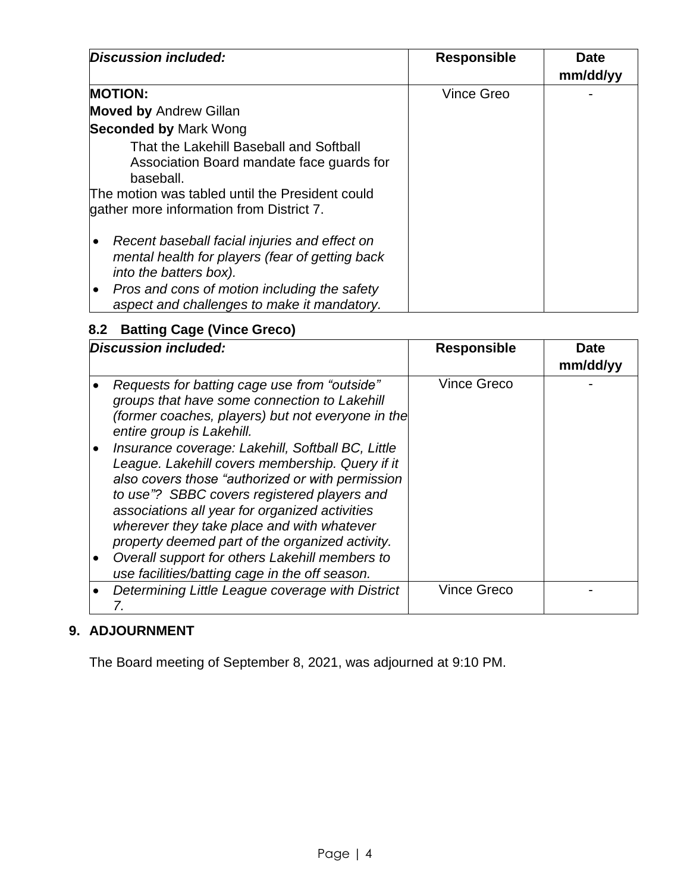| *Discussion included:* | **Responsible** | **Date mm/dd/yy** |
|---|---|---|
| **MOTION:**<br>**Moved by** Andrew Gillan<br>**Seconded by** Mark Wong<br>That the Lakehill Baseball and Softball Association Board mandate face guards for baseball.<br>The motion was tabled until the President could gather more information from District 7.<br><br>• *Recent baseball facial injuries and effect on mental health for players (fear of getting back into the batters box).*<br>• *Pros and cons of motion including the safety aspect and challenges to make it mandatory.* | Vince Greo | - |

### 8.2 Batting Cage (Vince Greco)

| *Discussion included:* | **Responsible** | **Date mm/dd/yy** |
|---|---|---|
| • *Requests for batting cage use from "outside" groups that have some connection to Lakehill (former coaches, players) but not everyone in the entire group is Lakehill.*<br>• *Insurance coverage: Lakehill, Softball BC, Little League. Lakehill covers membership. Query if it also covers those "authorized or with permission to use"? SBBC covers registered players and associations all year for organized activities wherever they take place and with whatever property deemed part of the organized activity.*<br>• *Overall support for others Lakehill members to use facilities/batting cage in the off season.* | Vince Greco | - |
| • *Determining Little League coverage with District 7.* | Vince Greco | - |

## 9. ADJOURNMENT

The Board meeting of September 8, 2021, was adjourned at 9:10 PM.